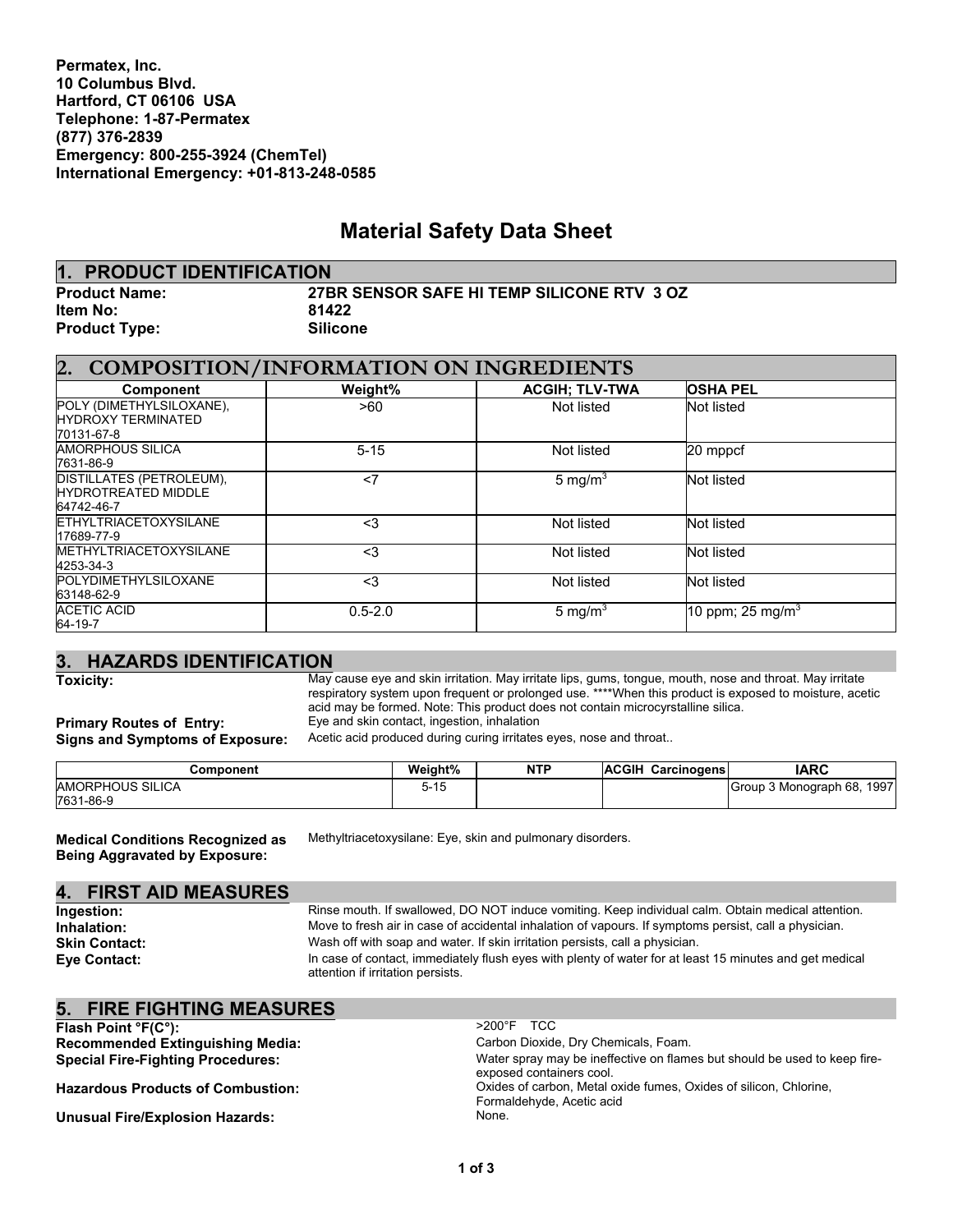**Permatex, Inc.**
**10 Columbus Blvd.**
**Hartford, CT 06106 USA**
**Telephone: 1-87-Permatex**
**(877) 376-2839**
**Emergency: 800-255-3924 (ChemTel)**
**International Emergency: +01-813-248-0585**

# Material Safety Data Sheet

## 1. PRODUCT IDENTIFICATION

**Product Name:** 27BR SENSOR SAFE HI TEMP SILICONE RTV 3 OZ
**Item No:** 81422
**Product Type:** Silicone

## 2. COMPOSITION/INFORMATION ON INGREDIENTS

| Component | Weight% | ACGIH; TLV-TWA | OSHA PEL |
|---|---|---|---|
| POLY (DIMETHYLSILOXANE), HYDROXY TERMINATED 70131-67-8 | >60 | Not listed | Not listed |
| AMORPHOUS SILICA 7631-86-9 | 5-15 | Not listed | 20 mppcf |
| DISTILLATES (PETROLEUM), HYDROTREATED MIDDLE 64742-46-7 | <7 | 5 $mg/m^3$ | Not listed |
| ETHYLTRIACETOXYSILANE 17689-77-9 | <3 | Not listed | Not listed |
| METHYLTRIACETOXYSILANE 4253-34-3 | <3 | Not listed | Not listed |
| POLYDIMETHYLSILOXANE 63148-62-9 | <3 | Not listed | Not listed |
| ACETIC ACID 64-19-7 | 0.5-2.0 | 5 $mg/m^3$ | 10 ppm; 25 $mg/m^3$ |

## 3. HAZARDS IDENTIFICATION

**Toxicity:** May cause eye and skin irritation. May irritate lips, gums, tongue, mouth, nose and throat. May irritate respiratory system upon frequent or prolonged use. ****When this product is exposed to moisture, acetic acid may be formed. Note: This product does not contain microcyrstalline silica.

**Primary Routes of Entry:** Eye and skin contact, ingestion, inhalation

**Signs and Symptoms of Exposure:** Acetic acid produced during curing irritates eyes, nose and throat..

| Component | Weight% | NTP | ACGIH Carcinogens | IARC |
|---|---|---|---|---|
| AMORPHOUS SILICA 7631-86-9 | 5-15 | | | Group 3 Monograph 68, 1997 |

**Medical Conditions Recognized as Being Aggravated by Exposure:** Methyltriacetoxysilane: Eye, skin and pulmonary disorders.

## 4. FIRST AID MEASURES

**Ingestion:** Rinse mouth. If swallowed, DO NOT induce vomiting. Keep individual calm. Obtain medical attention.

**Inhalation:** Move to fresh air in case of accidental inhalation of vapours. If symptoms persist, call a physician.

**Skin Contact:** Wash off with soap and water. If skin irritation persists, call a physician.

**Eye Contact:** In case of contact, immediately flush eyes with plenty of water for at least 15 minutes and get medical attention if irritation persists.

## 5. FIRE FIGHTING MEASURES

**Flash Point °F(C°):** >200°F TCC

**Recommended Extinguishing Media:** Carbon Dioxide, Dry Chemicals, Foam.

**Special Fire-Fighting Procedures:** Water spray may be ineffective on flames but should be used to keep fire-exposed containers cool.

**Hazardous Products of Combustion:** Oxides of carbon, Metal oxide fumes, Oxides of silicon, Chlorine, Formaldehyde, Acetic acid

**Unusual Fire/Explosion Hazards:** None.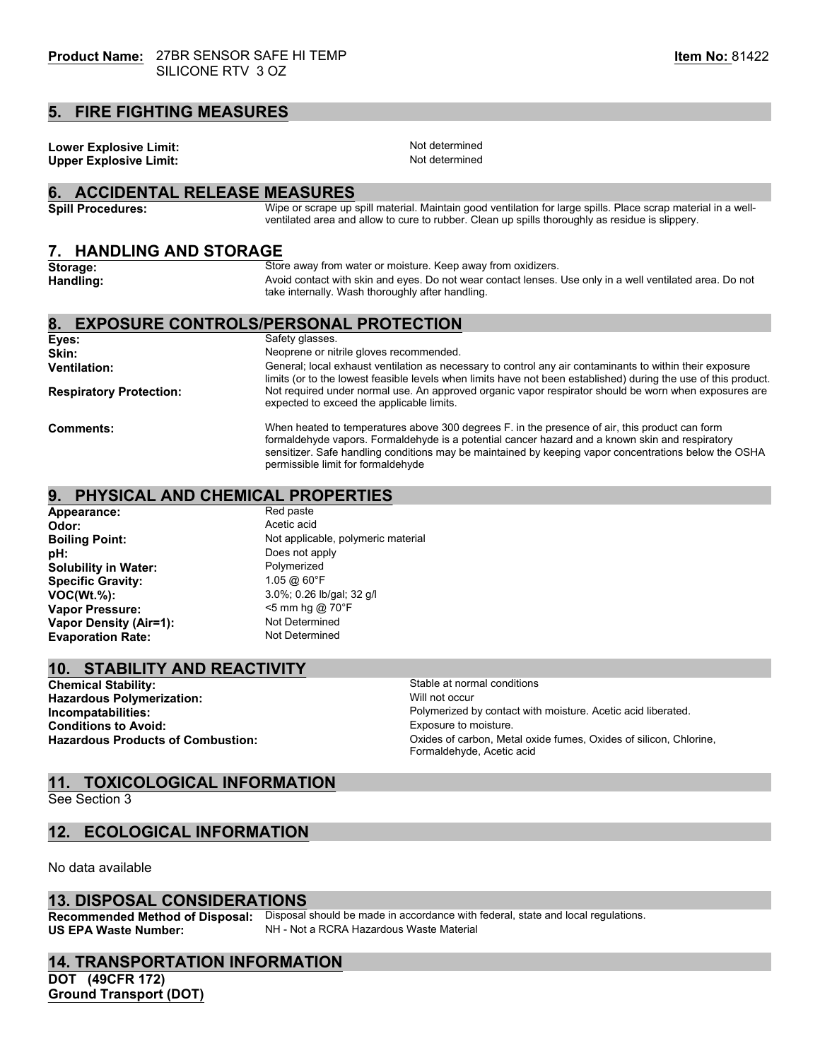**Product Name:** 27BR SENSOR SAFE HI TEMP SILICONE RTV 3 OZ

**Item No:** 81422

## 5. FIRE FIGHTING MEASURES

**Lower Explosive Limit:** Not determined
**Upper Explosive Limit:** Not determined

## 6. ACCIDENTAL RELEASE MEASURES

**Spill Procedures:** Wipe or scrape up spill material. Maintain good ventilation for large spills. Place scrap material in a well-ventilated area and allow to cure to rubber. Clean up spills thoroughly as residue is slippery.

## 7. HANDLING AND STORAGE

**Storage:** Store away from water or moisture. Keep away from oxidizers.
**Handling:** Avoid contact with skin and eyes. Do not wear contact lenses. Use only in a well ventilated area. Do not take internally. Wash thoroughly after handling.

## 8. EXPOSURE CONTROLS/PERSONAL PROTECTION

**Eyes:** Safety glasses.
**Skin:** Neoprene or nitrile gloves recommended.
**Ventilation:** General; local exhaust ventilation as necessary to control any air contaminants to within their exposure limits (or to the lowest feasible levels when limits have not been established) during the use of this product.
**Respiratory Protection:** Not required under normal use. An approved organic vapor respirator should be worn when exposures are expected to exceed the applicable limits.

**Comments:** When heated to temperatures above 300 degrees F. in the presence of air, this product can form formaldehyde vapors. Formaldehyde is a potential cancer hazard and a known skin and respiratory sensitizer. Safe handling conditions may be maintained by keeping vapor concentrations below the OSHA permissible limit for formaldehyde

## 9. PHYSICAL AND CHEMICAL PROPERTIES

**Appearance:** Red paste
**Odor:** Acetic acid
**Boiling Point:** Not applicable, polymeric material
**pH:** Does not apply
**Solubility in Water:** Polymerized
**Specific Gravity:** 1.05 @ 60°F
**VOC(Wt.%):** 3.0%; 0.26 lb/gal; 32 g/l
**Vapor Pressure:** <5 mm hg @ 70°F
**Vapor Density (Air=1):** Not Determined
**Evaporation Rate:** Not Determined

## 10. STABILITY AND REACTIVITY

**Chemical Stability:** Stable at normal conditions
**Hazardous Polymerization:** Will not occur
**Incompatabilities:** Polymerized by contact with moisture. Acetic acid liberated.
**Conditions to Avoid:** Exposure to moisture.
**Hazardous Products of Combustion:** Oxides of carbon, Metal oxide fumes, Oxides of silicon, Chlorine, Formaldehyde, Acetic acid

## 11. TOXICOLOGICAL INFORMATION

See Section 3

## 12. ECOLOGICAL INFORMATION

No data available

## 13. DISPOSAL CONSIDERATIONS

**Recommended Method of Disposal:** Disposal should be made in accordance with federal, state and local regulations.
**US EPA Waste Number:** NH - Not a RCRA Hazardous Waste Material

## 14. TRANSPORTATION INFORMATION

**DOT (49CFR 172)**
**Ground Transport (DOT)**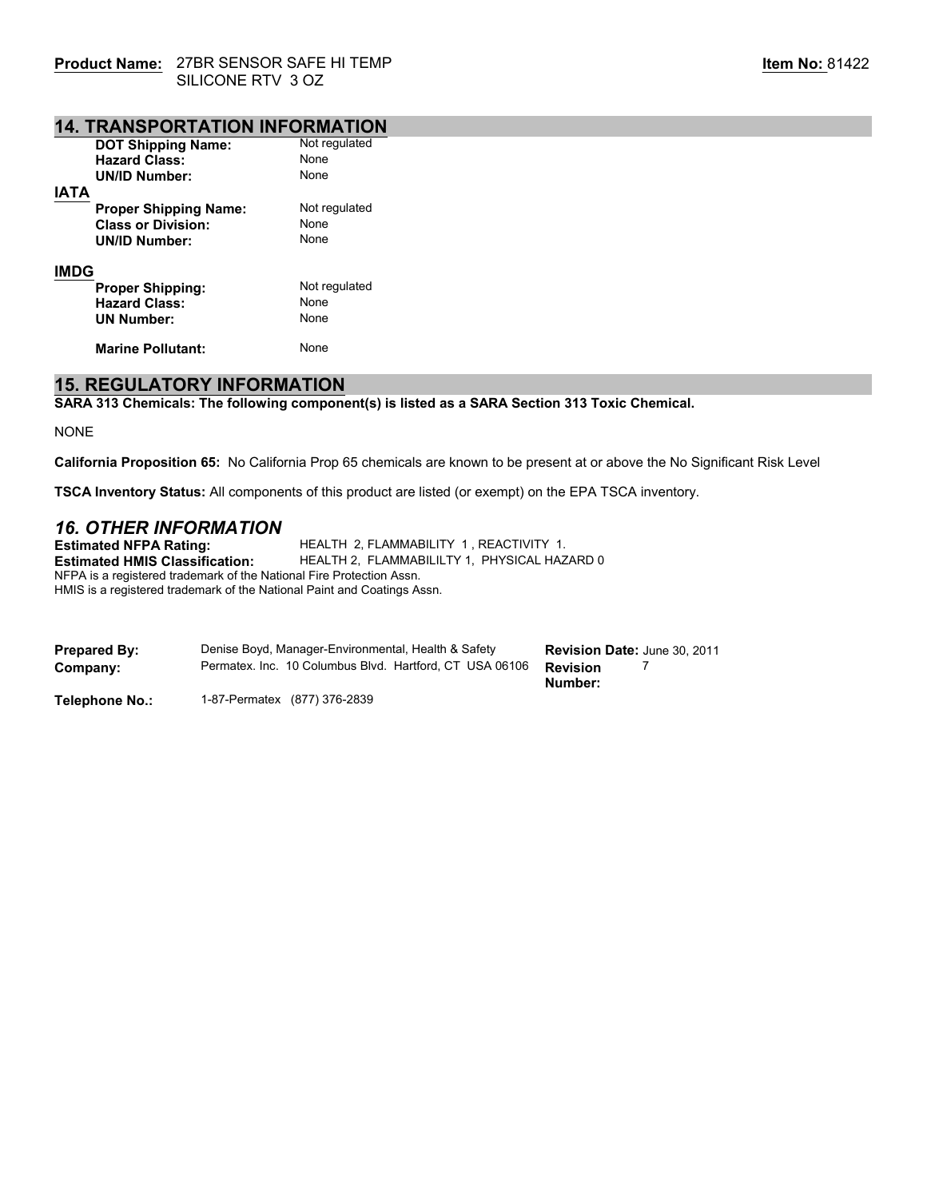**Product Name:** 27BR SENSOR SAFE HI TEMP SILICONE RTV 3 OZ

**Item No:** 81422

## 14. TRANSPORTATION INFORMATION

| | |
|---|---|
| **DOT Shipping Name:** | Not regulated |
| **Hazard Class:** | None |
| **UN/ID Number:** | None |

**IATA**

| | |
|---|---|
| **Proper Shipping Name:** | Not regulated |
| **Class or Division:** | None |
| **UN/ID Number:** | None |

**IMDG**

| | |
|---|---|
| **Proper Shipping:** | Not regulated |
| **Hazard Class:** | None |
| **UN Number:** | None |
| **Marine Pollutant:** | None |

## 15. REGULATORY INFORMATION

**SARA 313 Chemicals: The following component(s) is listed as a SARA Section 313 Toxic Chemical.**

NONE

**California Proposition 65:** No California Prop 65 chemicals are known to be present at or above the No Significant Risk Level

**TSCA Inventory Status:** All components of this product are listed (or exempt) on the EPA TSCA inventory.

## *16. OTHER INFORMATION*

**Estimated NFPA Rating:** HEALTH 2, FLAMMABILITY 1 , REACTIVITY 1.

**Estimated HMIS Classification:** HEALTH 2, FLAMMABILILTY 1, PHYSICAL HAZARD 0

NFPA is a registered trademark of the National Fire Protection Assn.

HMIS is a registered trademark of the National Paint and Coatings Assn.

| | | | |
|---|---|---|---|
| **Prepared By:** | Denise Boyd, Manager-Environmental, Health & Safety | **Revision Date:** | June 30, 2011 |
| **Company:** | Permatex. Inc. 10 Columbus Blvd. Hartford, CT USA 06106 | **Revision Number:** | 7 |
| **Telephone No.:** | 1-87-Permatex (877) 376-2839 | | |